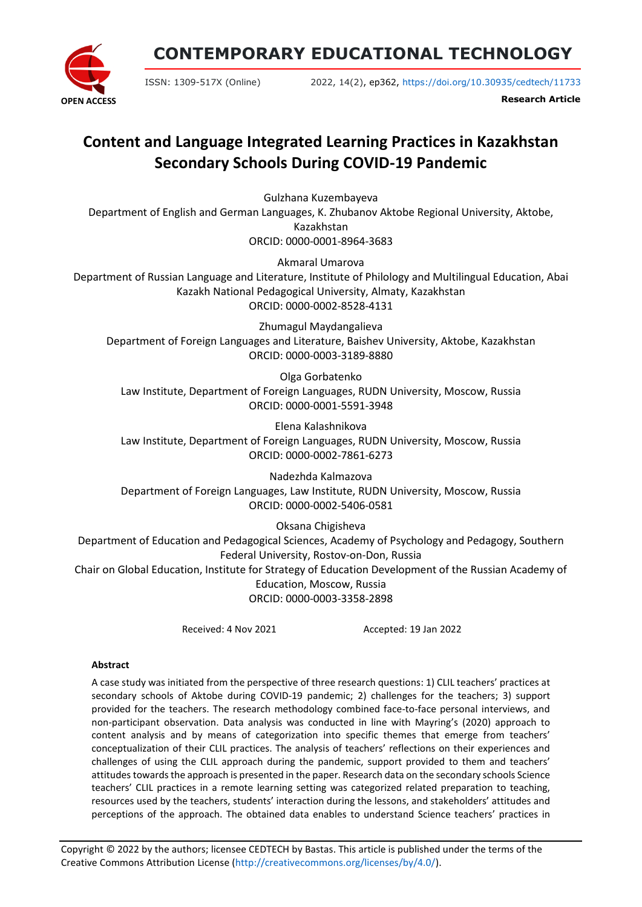# Content and Language Integrated Learning Practices in Kazakhstan Secondary Schools During COVID-19 Pandemic

Gulzhana Kuzembayeva
Department of English and German Languages, K. Zhubanov Aktobe Regional University, Aktobe, Kazakhstan
ORCID: 0000-0001-8964-3683

Akmaral Umarova
Department of Russian Language and Literature, Institute of Philology and Multilingual Education, Abai Kazakh National Pedagogical University, Almaty, Kazakhstan
ORCID: 0000-0002-8528-4131

Zhumagul Maydangalieva
Department of Foreign Languages and Literature, Baishev University, Aktobe, Kazakhstan
ORCID: 0000-0003-3189-8880

Olga Gorbatenko
Law Institute, Department of Foreign Languages, RUDN University, Moscow, Russia
ORCID: 0000-0001-5591-3948

Elena Kalashnikova
Law Institute, Department of Foreign Languages, RUDN University, Moscow, Russia
ORCID: 0000-0002-7861-6273

Nadezhda Kalmazova
Department of Foreign Languages, Law Institute, RUDN University, Moscow, Russia
ORCID: 0000-0002-5406-0581

Oksana Chigisheva
Department of Education and Pedagogical Sciences, Academy of Psychology and Pedagogy, Southern Federal University, Rostov-on-Don, Russia
Chair on Global Education, Institute for Strategy of Education Development of the Russian Academy of Education, Moscow, Russia
ORCID: 0000-0003-3358-2898

Received: 4 Nov 2021 Accepted: 19 Jan 2022

### Abstract

A case study was initiated from the perspective of three research questions: 1) CLIL teachers' practices at secondary schools of Aktobe during COVID-19 pandemic; 2) challenges for the teachers; 3) support provided for the teachers. The research methodology combined face-to-face personal interviews, and non-participant observation. Data analysis was conducted in line with Mayring's (2020) approach to content analysis and by means of categorization into specific themes that emerge from teachers' conceptualization of their CLIL practices. The analysis of teachers' reflections on their experiences and challenges of using the CLIL approach during the pandemic, support provided to them and teachers' attitudes towards the approach is presented in the paper. Research data on the secondary schools Science teachers' CLIL practices in a remote learning setting was categorized related preparation to teaching, resources used by the teachers, students' interaction during the lessons, and stakeholders' attitudes and perceptions of the approach. The obtained data enables to understand Science teachers' practices in

Copyright © 2022 by the authors; licensee CEDTECH by Bastas. This article is published under the terms of the Creative Commons Attribution License (http://creativecommons.org/licenses/by/4.0/).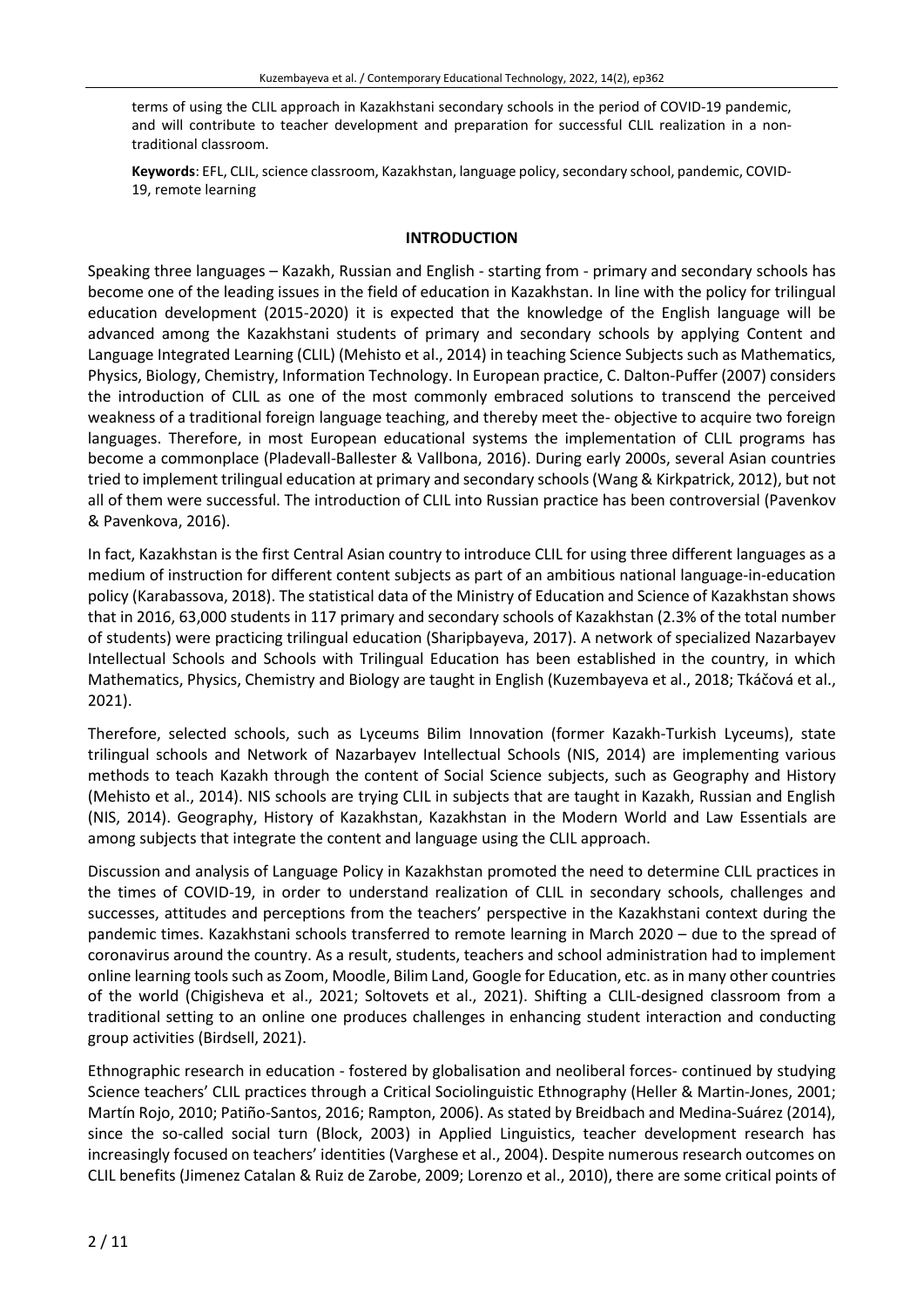terms of using the CLIL approach in Kazakhstani secondary schools in the period of COVID-19 pandemic, and will contribute to teacher development and preparation for successful CLIL realization in a non-traditional classroom.

**Keywords**: EFL, CLIL, science classroom, Kazakhstan, language policy, secondary school, pandemic, COVID-19, remote learning

## INTRODUCTION

Speaking three languages – Kazakh, Russian and English - starting from - primary and secondary schools has become one of the leading issues in the field of education in Kazakhstan. In line with the policy for trilingual education development (2015-2020) it is expected that the knowledge of the English language will be advanced among the Kazakhstani students of primary and secondary schools by applying Content and Language Integrated Learning (CLIL) (Mehisto et al., 2014) in teaching Science Subjects such as Mathematics, Physics, Biology, Chemistry, Information Technology. In European practice, C. Dalton-Puffer (2007) considers the introduction of CLIL as one of the most commonly embraced solutions to transcend the perceived weakness of a traditional foreign language teaching, and thereby meet the- objective to acquire two foreign languages. Therefore, in most European educational systems the implementation of CLIL programs has become a commonplace (Pladevall-Ballester & Vallbona, 2016). During early 2000s, several Asian countries tried to implement trilingual education at primary and secondary schools (Wang & Kirkpatrick, 2012), but not all of them were successful. The introduction of CLIL into Russian practice has been controversial (Pavenkov & Pavenkova, 2016).

In fact, Kazakhstan is the first Central Asian country to introduce CLIL for using three different languages as a medium of instruction for different content subjects as part of an ambitious national language-in-education policy (Karabassova, 2018). The statistical data of the Ministry of Education and Science of Kazakhstan shows that in 2016, 63,000 students in 117 primary and secondary schools of Kazakhstan (2.3% of the total number of students) were practicing trilingual education (Sharipbayeva, 2017). A network of specialized Nazarbayev Intellectual Schools and Schools with Trilingual Education has been established in the country, in which Mathematics, Physics, Chemistry and Biology are taught in English (Kuzembayeva et al., 2018; Tkáčová et al., 2021).

Therefore, selected schools, such as Lyceums Bilim Innovation (former Kazakh-Turkish Lyceums), state trilingual schools and Network of Nazarbayev Intellectual Schools (NIS, 2014) are implementing various methods to teach Kazakh through the content of Social Science subjects, such as Geography and History (Mehisto et al., 2014). NIS schools are trying CLIL in subjects that are taught in Kazakh, Russian and English (NIS, 2014). Geography, History of Kazakhstan, Kazakhstan in the Modern World and Law Essentials are among subjects that integrate the content and language using the CLIL approach.

Discussion and analysis of Language Policy in Kazakhstan promoted the need to determine CLIL practices in the times of COVID-19, in order to understand realization of CLIL in secondary schools, challenges and successes, attitudes and perceptions from the teachers' perspective in the Kazakhstani context during the pandemic times. Kazakhstani schools transferred to remote learning in March 2020 – due to the spread of coronavirus around the country. As a result, students, teachers and school administration had to implement online learning tools such as Zoom, Moodle, Bilim Land, Google for Education, etc. as in many other countries of the world (Chigisheva et al., 2021; Soltovets et al., 2021). Shifting a CLIL-designed classroom from a traditional setting to an online one produces challenges in enhancing student interaction and conducting group activities (Birdsell, 2021).

Ethnographic research in education - fostered by globalisation and neoliberal forces- continued by studying Science teachers' CLIL practices through a Critical Sociolinguistic Ethnography (Heller & Martin-Jones, 2001; Martín Rojo, 2010; Patiño-Santos, 2016; Rampton, 2006). As stated by Breidbach and Medina-Suárez (2014), since the so-called social turn (Block, 2003) in Applied Linguistics, teacher development research has increasingly focused on teachers' identities (Varghese et al., 2004). Despite numerous research outcomes on CLIL benefits (Jimenez Catalan & Ruiz de Zarobe, 2009; Lorenzo et al., 2010), there are some critical points of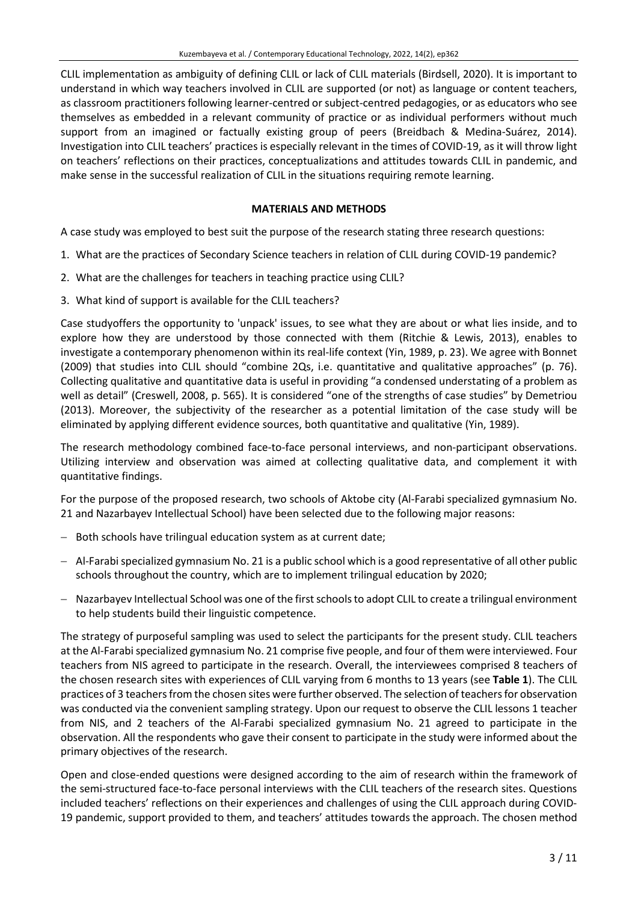CLIL implementation as ambiguity of defining CLIL or lack of CLIL materials (Birdsell, 2020). It is important to understand in which way teachers involved in CLIL are supported (or not) as language or content teachers, as classroom practitioners following learner-centred or subject-centred pedagogies, or as educators who see themselves as embedded in a relevant community of practice or as individual performers without much support from an imagined or factually existing group of peers (Breidbach & Medina-Suárez, 2014). Investigation into CLIL teachers' practices is especially relevant in the times of COVID-19, as it will throw light on teachers' reflections on their practices, conceptualizations and attitudes towards CLIL in pandemic, and make sense in the successful realization of CLIL in the situations requiring remote learning.

## MATERIALS AND METHODS

A case study was employed to best suit the purpose of the research stating three research questions:

1. What are the practices of Secondary Science teachers in relation of CLIL during COVID-19 pandemic?
2. What are the challenges for teachers in teaching practice using CLIL?
3. What kind of support is available for the CLIL teachers?

Case studyoffers the opportunity to 'unpack' issues, to see what they are about or what lies inside, and to explore how they are understood by those connected with them (Ritchie & Lewis, 2013), enables to investigate a contemporary phenomenon within its real-life context (Yin, 1989, p. 23). We agree with Bonnet (2009) that studies into CLIL should "combine 2Qs, i.e. quantitative and qualitative approaches" (p. 76). Collecting qualitative and quantitative data is useful in providing "a condensed understating of a problem as well as detail" (Creswell, 2008, p. 565). It is considered "one of the strengths of case studies" by Demetriou (2013). Moreover, the subjectivity of the researcher as a potential limitation of the case study will be eliminated by applying different evidence sources, both quantitative and qualitative (Yin, 1989).

The research methodology combined face-to-face personal interviews, and non-participant observations. Utilizing interview and observation was aimed at collecting qualitative data, and complement it with quantitative findings.

For the purpose of the proposed research, two schools of Aktobe city (Al-Farabi specialized gymnasium No. 21 and Nazarbayev Intellectual School) have been selected due to the following major reasons:

- Both schools have trilingual education system as at current date;
- Al-Farabi specialized gymnasium No. 21 is a public school which is a good representative of all other public schools throughout the country, which are to implement trilingual education by 2020;
- Nazarbayev Intellectual School was one of the first schools to adopt CLIL to create a trilingual environment to help students build their linguistic competence.

The strategy of purposeful sampling was used to select the participants for the present study. CLIL teachers at the Al-Farabi specialized gymnasium No. 21 comprise five people, and four of them were interviewed. Four teachers from NIS agreed to participate in the research. Overall, the interviewees comprised 8 teachers of the chosen research sites with experiences of CLIL varying from 6 months to 13 years (see **Table 1**). The CLIL practices of 3 teachers from the chosen sites were further observed. The selection of teachers for observation was conducted via the convenient sampling strategy. Upon our request to observe the CLIL lessons 1 teacher from NIS, and 2 teachers of the Al-Farabi specialized gymnasium No. 21 agreed to participate in the observation. All the respondents who gave their consent to participate in the study were informed about the primary objectives of the research.

Open and close-ended questions were designed according to the aim of research within the framework of the semi-structured face-to-face personal interviews with the CLIL teachers of the research sites. Questions included teachers' reflections on their experiences and challenges of using the CLIL approach during COVID-19 pandemic, support provided to them, and teachers' attitudes towards the approach. The chosen method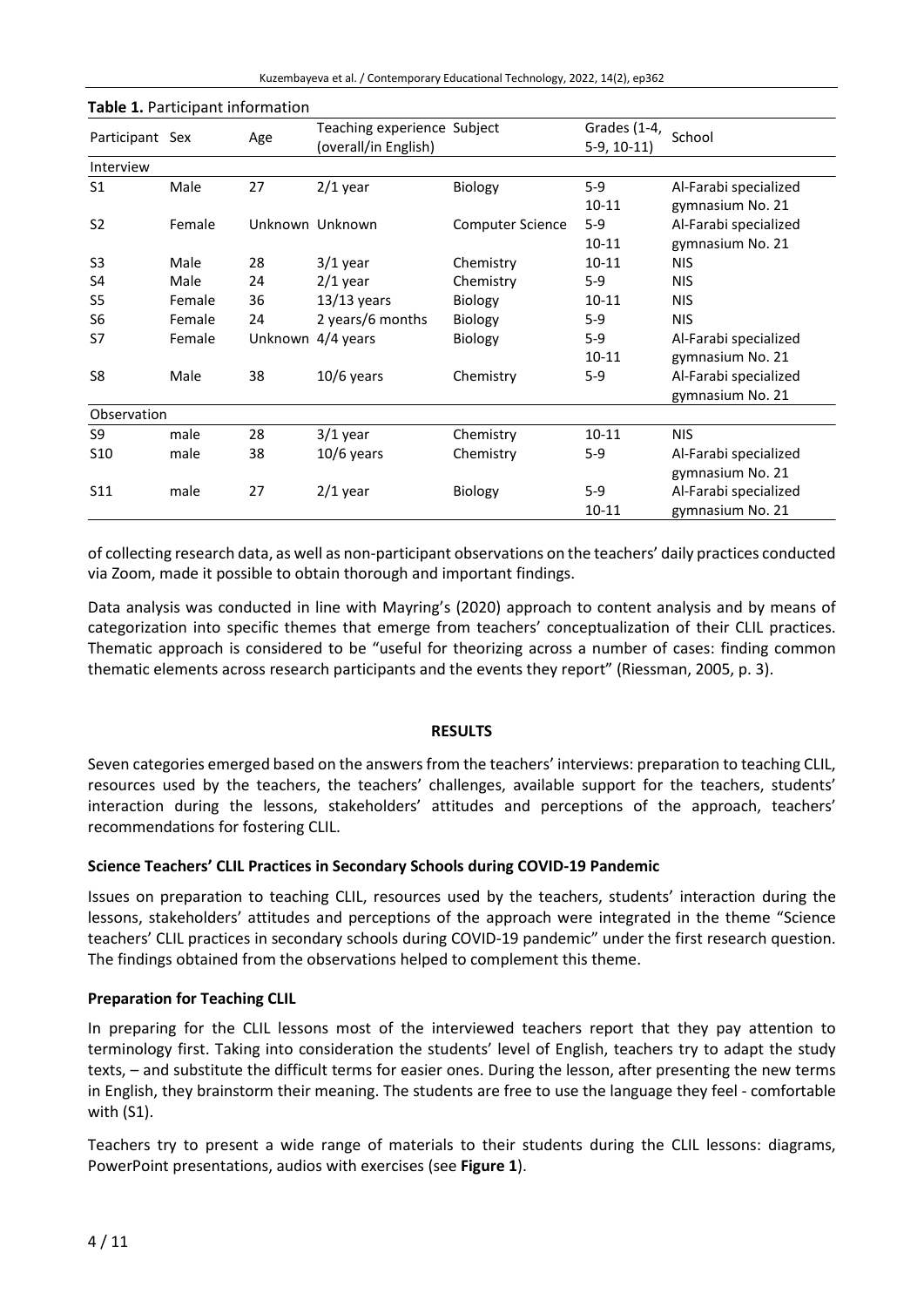**Table 1.** Participant information

| Participant | Sex | Age | Teaching experience (overall/in English) | Subject | Grades (1-4, 5-9, 10-11) | School |
|---|---|---|---|---|---|---|
| Interview | | | | | | |
| S1 | Male | 27 | 2/1 year | Biology | 5-9 10-11 | Al-Farabi specialized gymnasium No. 21 |
| S2 | Female | Unknown | Unknown | Computer Science | 5-9 10-11 | Al-Farabi specialized gymnasium No. 21 |
| S3 | Male | 28 | 3/1 year | Chemistry | 10-11 | NIS |
| S4 | Male | 24 | 2/1 year | Chemistry | 5-9 | NIS |
| S5 | Female | 36 | 13/13 years | Biology | 10-11 | NIS |
| S6 | Female | 24 | 2 years/6 months | Biology | 5-9 | NIS |
| S7 | Female | Unknown | 4/4 years | Biology | 5-9 10-11 | Al-Farabi specialized gymnasium No. 21 |
| S8 | Male | 38 | 10/6 years | Chemistry | 5-9 | Al-Farabi specialized gymnasium No. 21 |
| Observation | | | | | | |
| S9 | male | 28 | 3/1 year | Chemistry | 10-11 | NIS |
| S10 | male | 38 | 10/6 years | Chemistry | 5-9 | Al-Farabi specialized gymnasium No. 21 |
| S11 | male | 27 | 2/1 year | Biology | 5-9 10-11 | Al-Farabi specialized gymnasium No. 21 |

of collecting research data, as well as non-participant observations on the teachers' daily practices conducted via Zoom, made it possible to obtain thorough and important findings.

Data analysis was conducted in line with Mayring's (2020) approach to content analysis and by means of categorization into specific themes that emerge from teachers' conceptualization of their CLIL practices. Thematic approach is considered to be "useful for theorizing across a number of cases: finding common thematic elements across research participants and the events they report" (Riessman, 2005, p. 3).

## RESULTS

Seven categories emerged based on the answers from the teachers' interviews: preparation to teaching CLIL, resources used by the teachers, the teachers' challenges, available support for the teachers, students' interaction during the lessons, stakeholders' attitudes and perceptions of the approach, teachers' recommendations for fostering CLIL.

### Science Teachers' CLIL Practices in Secondary Schools during COVID-19 Pandemic

Issues on preparation to teaching CLIL, resources used by the teachers, students' interaction during the lessons, stakeholders' attitudes and perceptions of the approach were integrated in the theme "Science teachers' CLIL practices in secondary schools during COVID-19 pandemic" under the first research question. The findings obtained from the observations helped to complement this theme.

### Preparation for Teaching CLIL

In preparing for the CLIL lessons most of the interviewed teachers report that they pay attention to terminology first. Taking into consideration the students' level of English, teachers try to adapt the study texts, – and substitute the difficult terms for easier ones. During the lesson, after presenting the new terms in English, they brainstorm their meaning. The students are free to use the language they feel - comfortable with (S1).

Teachers try to present a wide range of materials to their students during the CLIL lessons: diagrams, PowerPoint presentations, audios with exercises (see **Figure 1**).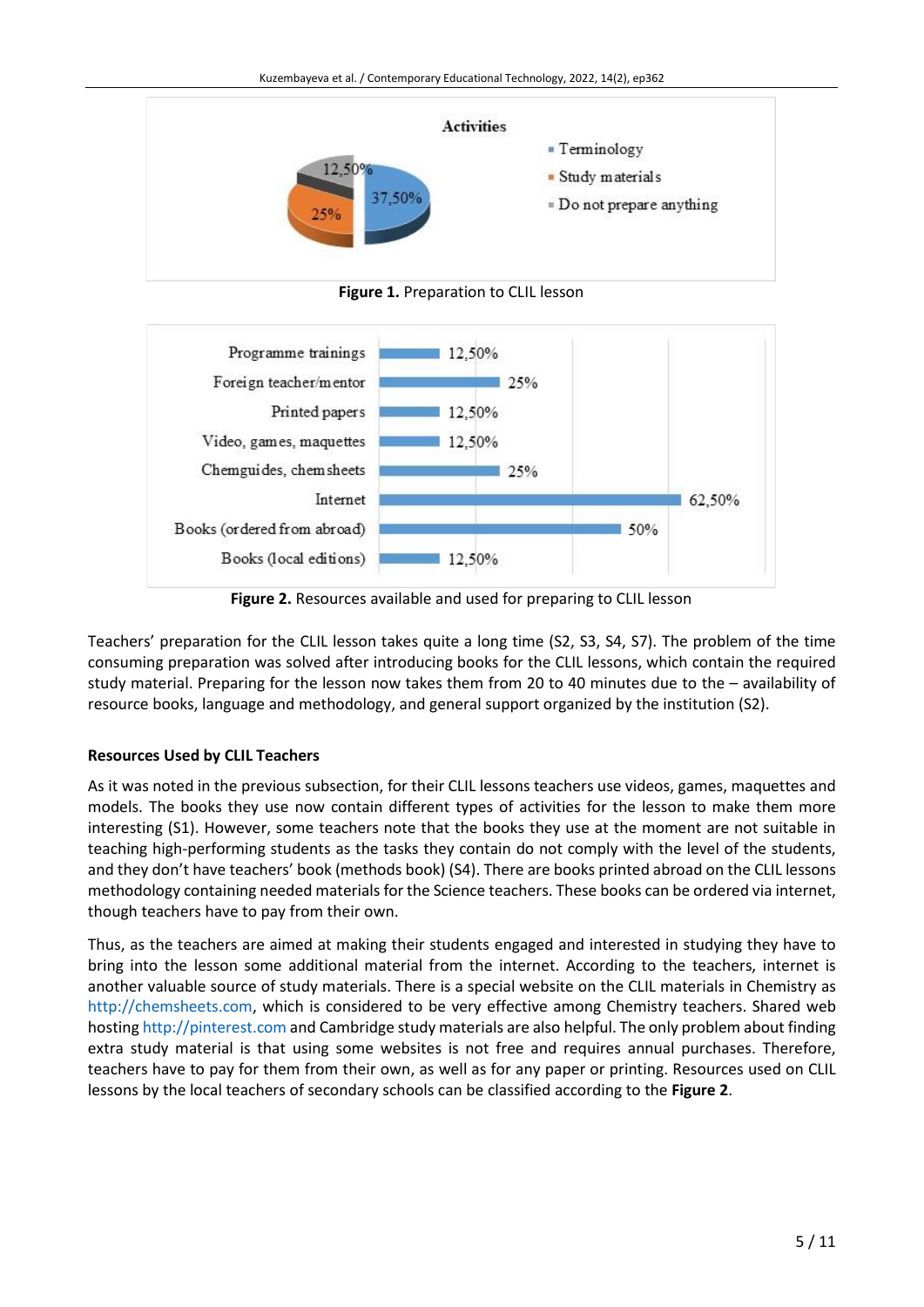**Figure 1.** Preparation to CLIL lesson

**Figure 2.** Resources available and used for preparing to CLIL lesson

Teachers' preparation for the CLIL lesson takes quite a long time (S2, S3, S4, S7). The problem of the time consuming preparation was solved after introducing books for the CLIL lessons, which contain the required study material. Preparing for the lesson now takes them from 20 to 40 minutes due to the – availability of resource books, language and methodology, and general support organized by the institution (S2).

### Resources Used by CLIL Teachers

As it was noted in the previous subsection, for their CLIL lessons teachers use videos, games, maquettes and models. The books they use now contain different types of activities for the lesson to make them more interesting (S1). However, some teachers note that the books they use at the moment are not suitable in teaching high-performing students as the tasks they contain do not comply with the level of the students, and they don't have teachers' book (methods book) (S4). There are books printed abroad on the CLIL lessons methodology containing needed materials for the Science teachers. These books can be ordered via internet, though teachers have to pay from their own.

Thus, as the teachers are aimed at making their students engaged and interested in studying they have to bring into the lesson some additional material from the internet. According to the teachers, internet is another valuable source of study materials. There is a special website on the CLIL materials in Chemistry as http://chemsheets.com, which is considered to be very effective among Chemistry teachers. Shared web hosting http://pinterest.com and Cambridge study materials are also helpful. The only problem about finding extra study material is that using some websites is not free and requires annual purchases. Therefore, teachers have to pay for them from their own, as well as for any paper or printing. Resources used on CLIL lessons by the local teachers of secondary schools can be classified according to the **Figure 2**.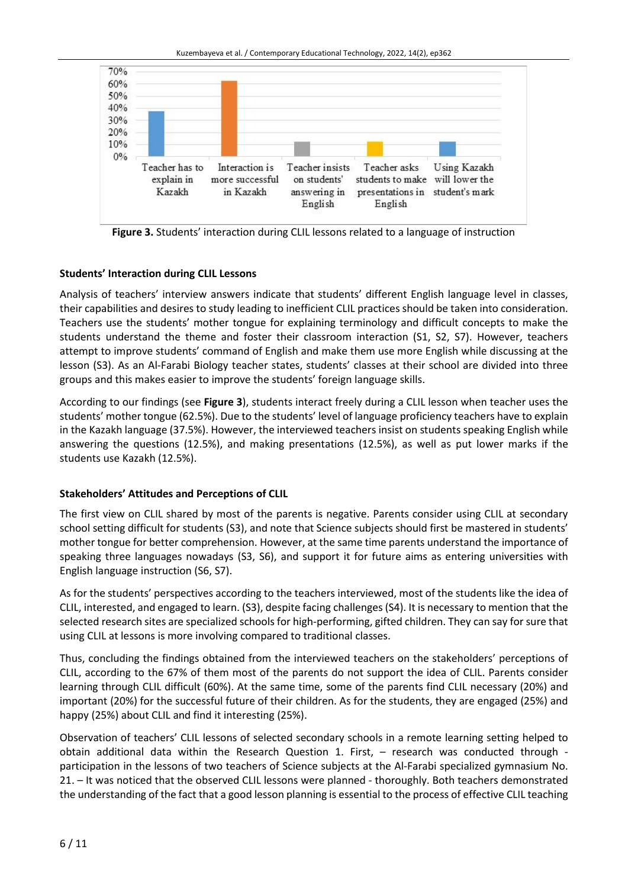**Figure 3.** Students' interaction during CLIL lessons related to a language of instruction

### Students' Interaction during CLIL Lessons

Analysis of teachers' interview answers indicate that students' different English language level in classes, their capabilities and desires to study leading to inefficient CLIL practices should be taken into consideration. Teachers use the students' mother tongue for explaining terminology and difficult concepts to make the students understand the theme and foster their classroom interaction (S1, S2, S7). However, teachers attempt to improve students' command of English and make them use more English while discussing at the lesson (S3). As an Al-Farabi Biology teacher states, students' classes at their school are divided into three groups and this makes easier to improve the students' foreign language skills.

According to our findings (see **Figure 3**), students interact freely during a CLIL lesson when teacher uses the students' mother tongue (62.5%). Due to the students' level of language proficiency teachers have to explain in the Kazakh language (37.5%). However, the interviewed teachers insist on students speaking English while answering the questions (12.5%), and making presentations (12.5%), as well as put lower marks if the students use Kazakh (12.5%).

### Stakeholders' Attitudes and Perceptions of CLIL

The first view on CLIL shared by most of the parents is negative. Parents consider using CLIL at secondary school setting difficult for students (S3), and note that Science subjects should first be mastered in students' mother tongue for better comprehension. However, at the same time parents understand the importance of speaking three languages nowadays (S3, S6), and support it for future aims as entering universities with English language instruction (S6, S7).

As for the students' perspectives according to the teachers interviewed, most of the students like the idea of CLIL, interested, and engaged to learn. (S3), despite facing challenges (S4). It is necessary to mention that the selected research sites are specialized schools for high-performing, gifted children. They can say for sure that using CLIL at lessons is more involving compared to traditional classes.

Thus, concluding the findings obtained from the interviewed teachers on the stakeholders' perceptions of CLIL, according to the 67% of them most of the parents do not support the idea of CLIL. Parents consider learning through CLIL difficult (60%). At the same time, some of the parents find CLIL necessary (20%) and important (20%) for the successful future of their children. As for the students, they are engaged (25%) and happy (25%) about CLIL and find it interesting (25%).

Observation of teachers' CLIL lessons of selected secondary schools in a remote learning setting helped to obtain additional data within the Research Question 1. First, – research was conducted through - participation in the lessons of two teachers of Science subjects at the Al-Farabi specialized gymnasium No. 21. – It was noticed that the observed CLIL lessons were planned - thoroughly. Both teachers demonstrated the understanding of the fact that a good lesson planning is essential to the process of effective CLIL teaching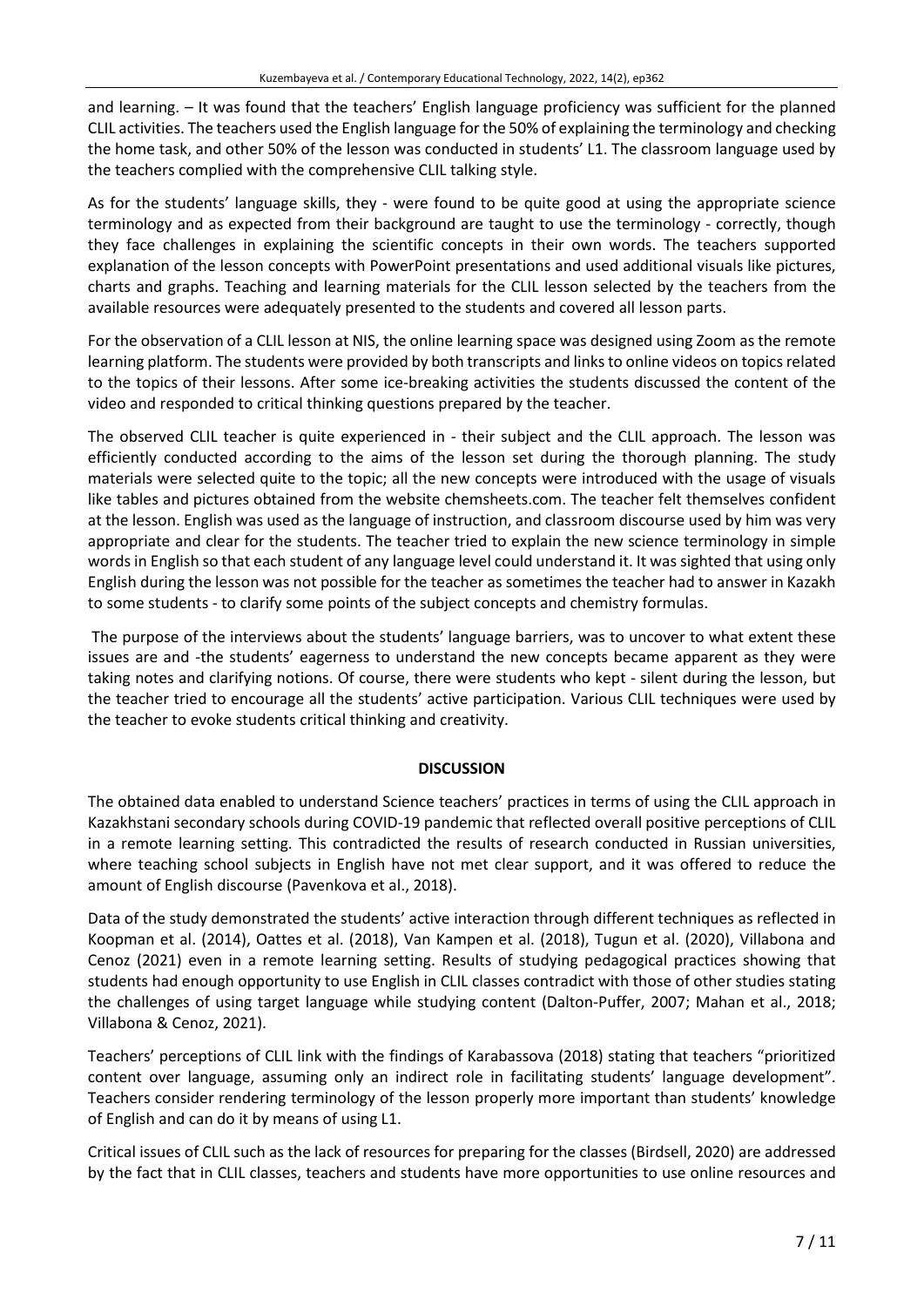and learning. – It was found that the teachers' English language proficiency was sufficient for the planned CLIL activities. The teachers used the English language for the 50% of explaining the terminology and checking the home task, and other 50% of the lesson was conducted in students' L1. The classroom language used by the teachers complied with the comprehensive CLIL talking style.

As for the students' language skills, they - were found to be quite good at using the appropriate science terminology and as expected from their background are taught to use the terminology - correctly, though they face challenges in explaining the scientific concepts in their own words. The teachers supported explanation of the lesson concepts with PowerPoint presentations and used additional visuals like pictures, charts and graphs. Teaching and learning materials for the CLIL lesson selected by the teachers from the available resources were adequately presented to the students and covered all lesson parts.

For the observation of a CLIL lesson at NIS, the online learning space was designed using Zoom as the remote learning platform. The students were provided by both transcripts and links to online videos on topics related to the topics of their lessons. After some ice-breaking activities the students discussed the content of the video and responded to critical thinking questions prepared by the teacher.

The observed CLIL teacher is quite experienced in - their subject and the CLIL approach. The lesson was efficiently conducted according to the aims of the lesson set during the thorough planning. The study materials were selected quite to the topic; all the new concepts were introduced with the usage of visuals like tables and pictures obtained from the website chemsheets.com. The teacher felt themselves confident at the lesson. English was used as the language of instruction, and classroom discourse used by him was very appropriate and clear for the students. The teacher tried to explain the new science terminology in simple words in English so that each student of any language level could understand it. It was sighted that using only English during the lesson was not possible for the teacher as sometimes the teacher had to answer in Kazakh to some students - to clarify some points of the subject concepts and chemistry formulas.

The purpose of the interviews about the students' language barriers, was to uncover to what extent these issues are and -the students' eagerness to understand the new concepts became apparent as they were taking notes and clarifying notions. Of course, there were students who kept - silent during the lesson, but the teacher tried to encourage all the students' active participation. Various CLIL techniques were used by the teacher to evoke students critical thinking and creativity.

## DISCUSSION

The obtained data enabled to understand Science teachers' practices in terms of using the CLIL approach in Kazakhstani secondary schools during COVID-19 pandemic that reflected overall positive perceptions of CLIL in a remote learning setting. This contradicted the results of research conducted in Russian universities, where teaching school subjects in English have not met clear support, and it was offered to reduce the amount of English discourse (Pavenkova et al., 2018).

Data of the study demonstrated the students' active interaction through different techniques as reflected in Koopman et al. (2014), Oattes et al. (2018), Van Kampen et al. (2018), Tugun et al. (2020), Villabona and Cenoz (2021) even in a remote learning setting. Results of studying pedagogical practices showing that students had enough opportunity to use English in CLIL classes contradict with those of other studies stating the challenges of using target language while studying content (Dalton-Puffer, 2007; Mahan et al., 2018; Villabona & Cenoz, 2021).

Teachers' perceptions of CLIL link with the findings of Karabassova (2018) stating that teachers "prioritized content over language, assuming only an indirect role in facilitating students' language development". Teachers consider rendering terminology of the lesson properly more important than students' knowledge of English and can do it by means of using L1.

Critical issues of CLIL such as the lack of resources for preparing for the classes (Birdsell, 2020) are addressed by the fact that in CLIL classes, teachers and students have more opportunities to use online resources and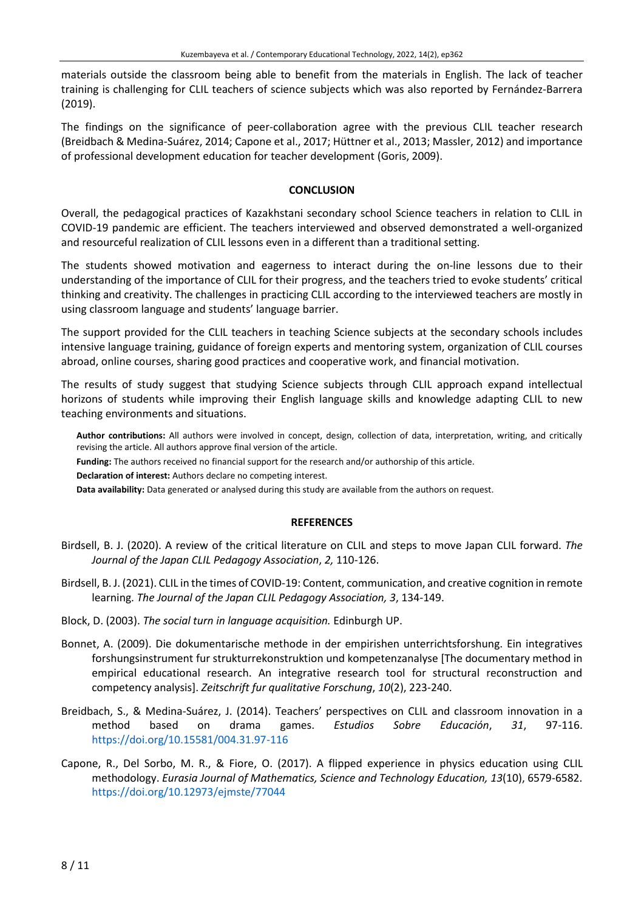materials outside the classroom being able to benefit from the materials in English. The lack of teacher training is challenging for CLIL teachers of science subjects which was also reported by Fernández-Barrera (2019).

The findings on the significance of peer-collaboration agree with the previous CLIL teacher research (Breidbach & Medina-Suárez, 2014; Capone et al., 2017; Hüttner et al., 2013; Massler, 2012) and importance of professional development education for teacher development (Goris, 2009).

## CONCLUSION

Overall, the pedagogical practices of Kazakhstani secondary school Science teachers in relation to CLIL in COVID-19 pandemic are efficient. The teachers interviewed and observed demonstrated a well-organized and resourceful realization of CLIL lessons even in a different than a traditional setting.

The students showed motivation and eagerness to interact during the on-line lessons due to their understanding of the importance of CLIL for their progress, and the teachers tried to evoke students' critical thinking and creativity. The challenges in practicing CLIL according to the interviewed teachers are mostly in using classroom language and students' language barrier.

The support provided for the CLIL teachers in teaching Science subjects at the secondary schools includes intensive language training, guidance of foreign experts and mentoring system, organization of CLIL courses abroad, online courses, sharing good practices and cooperative work, and financial motivation.

The results of study suggest that studying Science subjects through CLIL approach expand intellectual horizons of students while improving their English language skills and knowledge adapting CLIL to new teaching environments and situations.

**Author contributions:** All authors were involved in concept, design, collection of data, interpretation, writing, and critically revising the article. All authors approve final version of the article.

**Funding:** The authors received no financial support for the research and/or authorship of this article.

**Declaration of interest:** Authors declare no competing interest.

**Data availability:** Data generated or analysed during this study are available from the authors on request.

## REFERENCES

Birdsell, B. J. (2020). A review of the critical literature on CLIL and steps to move Japan CLIL forward. *The Journal of the Japan CLIL Pedagogy Association*, *2,* 110-126.

Birdsell, B. J. (2021). CLIL in the times of COVID-19: Content, communication, and creative cognition in remote learning. *The Journal of the Japan CLIL Pedagogy Association, 3*, 134-149.

Block, D. (2003). *The social turn in language acquisition.* Edinburgh UP.

Bonnet, A. (2009). Die dokumentarische methode in der empirishen unterrichtsforshung. Ein integratives forshungsinstrument fur strukturrekonstruktion und kompetenzanalyse [The documentary method in empirical educational research. An integrative research tool for structural reconstruction and competency analysis]. *Zeitschrift fur qualitative Forschung*, *10*(2), 223-240.

Breidbach, S., & Medina-Suárez, J. (2014). Teachers' perspectives on CLIL and classroom innovation in a method based on drama games. *Estudios Sobre Educación*, *31*, 97-116. https://doi.org/10.15581/004.31.97-116

Capone, R., Del Sorbo, M. R., & Fiore, O. (2017). A flipped experience in physics education using CLIL methodology. *Eurasia Journal of Mathematics, Science and Technology Education, 13*(10), 6579-6582. https://doi.org/10.12973/ejmste/77044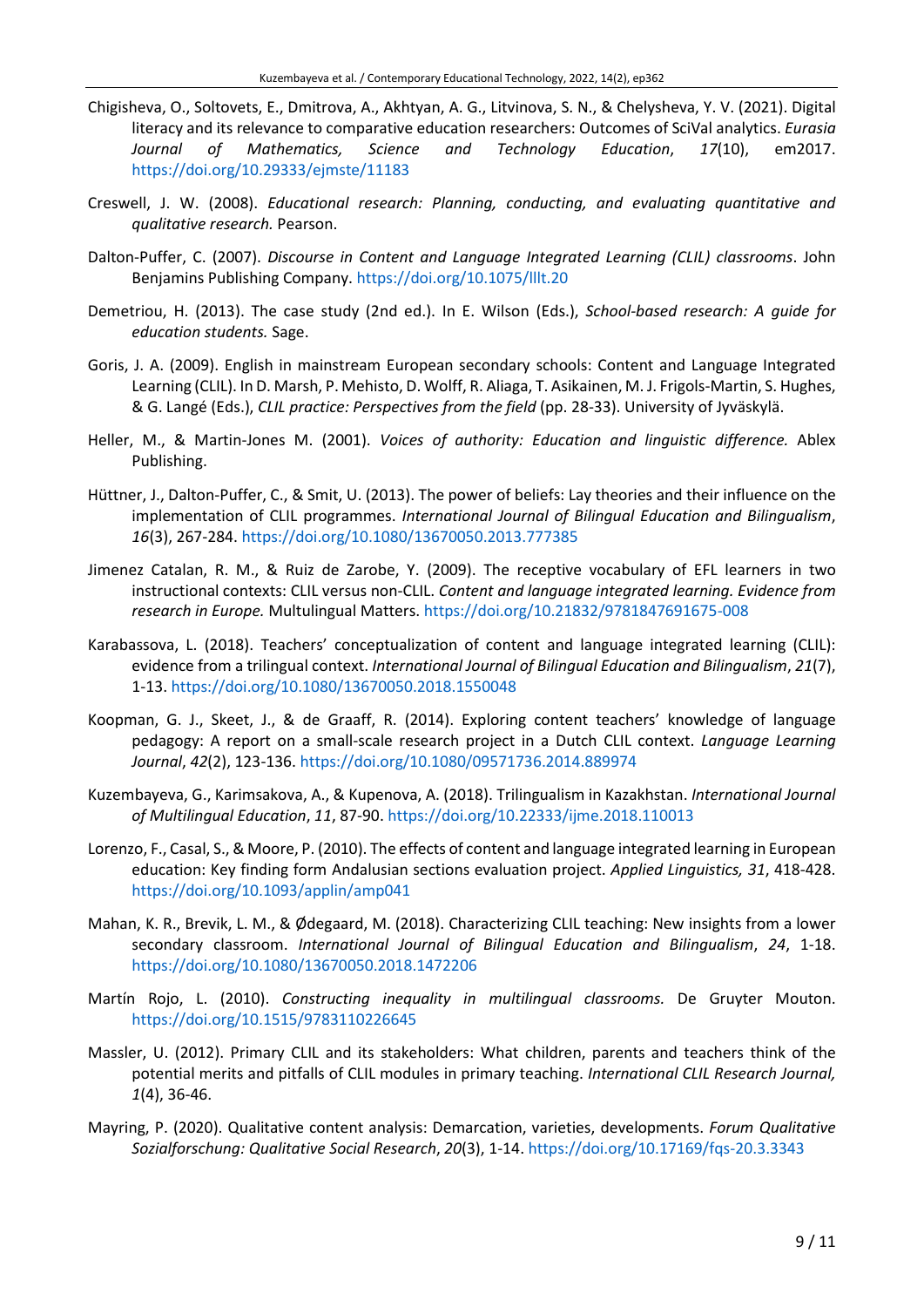Chigisheva, O., Soltovets, E., Dmitrova, A., Akhtyan, A. G., Litvinova, S. N., & Chelysheva, Y. V. (2021). Digital literacy and its relevance to comparative education researchers: Outcomes of SciVal analytics. *Eurasia Journal of Mathematics, Science and Technology Education*, *17*(10), em2017. https://doi.org/10.29333/ejmste/11183

Creswell, J. W. (2008). *Educational research: Planning, conducting, and evaluating quantitative and qualitative research.* Pearson.

Dalton-Puffer, C. (2007). *Discourse in Content and Language Integrated Learning (CLIL) classrooms*. John Benjamins Publishing Company. https://doi.org/10.1075/lllt.20

Demetriou, H. (2013). The case study (2nd ed.). In E. Wilson (Eds.), *School-based research: A guide for education students.* Sage.

Goris, J. A. (2009). English in mainstream European secondary schools: Content and Language Integrated Learning (CLIL). In D. Marsh, P. Mehisto, D. Wolff, R. Aliaga, T. Asikainen, M. J. Frigols-Martin, S. Hughes, & G. Langé (Eds.), *CLIL practice: Perspectives from the field* (pp. 28-33). University of Jyväskylä.

Heller, M., & Martin-Jones M. (2001). *Voices of authority: Education and linguistic difference.* Ablex Publishing.

Hüttner, J., Dalton-Puffer, C., & Smit, U. (2013). The power of beliefs: Lay theories and their influence on the implementation of CLIL programmes. *International Journal of Bilingual Education and Bilingualism*, *16*(3), 267-284. https://doi.org/10.1080/13670050.2013.777385

Jimenez Catalan, R. M., & Ruiz de Zarobe, Y. (2009). The receptive vocabulary of EFL learners in two instructional contexts: CLIL versus non-CLIL. *Content and language integrated learning. Evidence from research in Europe.* Multilingual Matters. https://doi.org/10.21832/9781847691675-008

Karabassova, L. (2018). Teachers' conceptualization of content and language integrated learning (CLIL): evidence from a trilingual context. *International Journal of Bilingual Education and Bilingualism*, *21*(7), 1-13. https://doi.org/10.1080/13670050.2018.1550048

Koopman, G. J., Skeet, J., & de Graaff, R. (2014). Exploring content teachers' knowledge of language pedagogy: A report on a small-scale research project in a Dutch CLIL context. *Language Learning Journal*, *42*(2), 123-136. https://doi.org/10.1080/09571736.2014.889974

Kuzembayeva, G., Karimsakova, A., & Kupenova, A. (2018). Trilingualism in Kazakhstan. *International Journal of Multilingual Education*, *11*, 87-90. https://doi.org/10.22333/ijme.2018.110013

Lorenzo, F., Casal, S., & Moore, P. (2010). The effects of content and language integrated learning in European education: Key finding form Andalusian sections evaluation project. *Applied Linguistics, 31*, 418-428. https://doi.org/10.1093/applin/amp041

Mahan, K. R., Brevik, L. M., & Ødegaard, M. (2018). Characterizing CLIL teaching: New insights from a lower secondary classroom. *International Journal of Bilingual Education and Bilingualism*, *24*, 1-18. https://doi.org/10.1080/13670050.2018.1472206

Martín Rojo, L. (2010). *Constructing inequality in multilingual classrooms.* De Gruyter Mouton. https://doi.org/10.1515/9783110226645

Massler, U. (2012). Primary CLIL and its stakeholders: What children, parents and teachers think of the potential merits and pitfalls of CLIL modules in primary teaching. *International CLIL Research Journal, 1*(4), 36-46.

Mayring, P. (2020). Qualitative content analysis: Demarcation, varieties, developments. *Forum Qualitative Sozialforschung: Qualitative Social Research*, *20*(3), 1-14. https://doi.org/10.17169/fqs-20.3.3343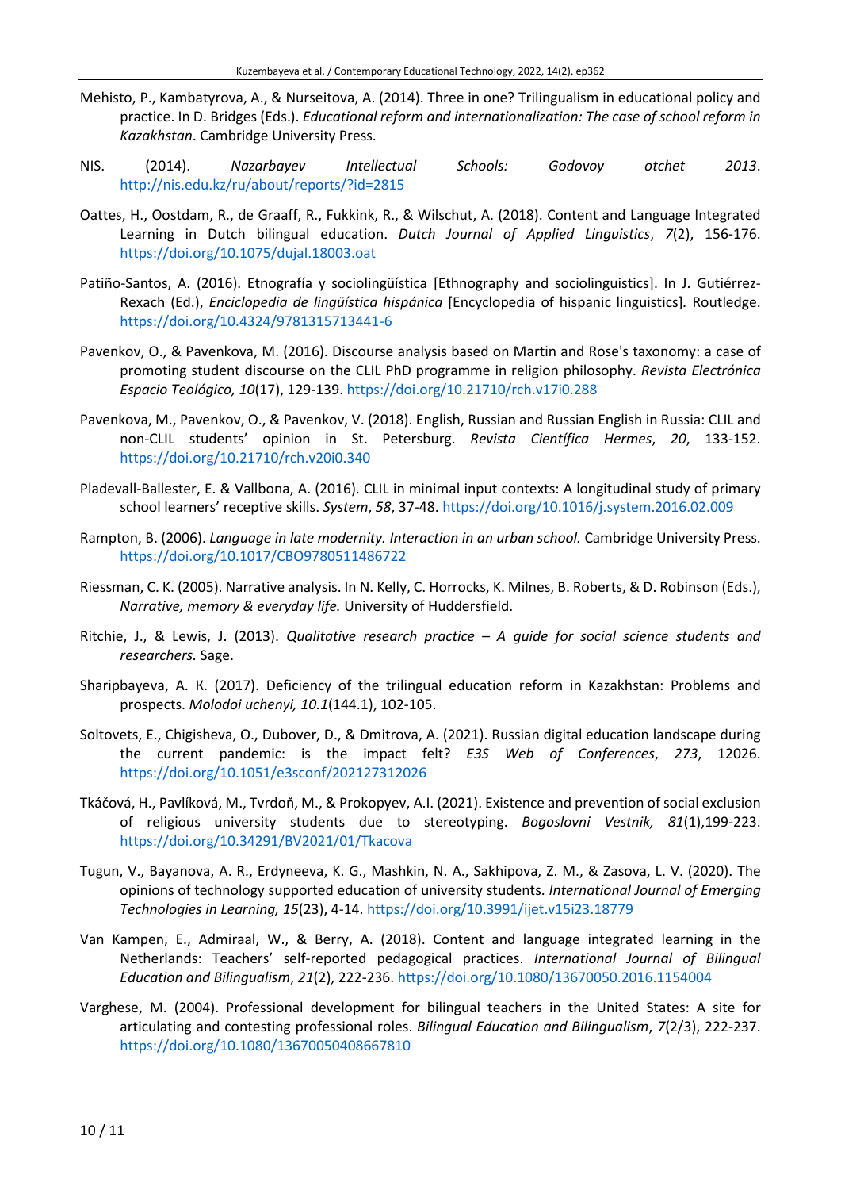Mehisto, P., Kambatyrova, A., & Nurseitova, A. (2014). Three in one? Trilingualism in educational policy and practice. In D. Bridges (Eds.). *Educational reform and internationalization: The case of school reform in Kazakhstan*. Cambridge University Press.

NIS. (2014). *Nazarbayev Intellectual Schools: Godovoy otchet 2013*. http://nis.edu.kz/ru/about/reports/?id=2815

Oattes, H., Oostdam, R., de Graaff, R., Fukkink, R., & Wilschut, A. (2018). Content and Language Integrated Learning in Dutch bilingual education. *Dutch Journal of Applied Linguistics*, *7*(2), 156-176. https://doi.org/10.1075/dujal.18003.oat

Patiño-Santos, A. (2016). Etnografía y sociolingüística [Ethnography and sociolinguistics]. In J. Gutiérrez-Rexach (Ed.), *Enciclopedia de lingüística hispánica* [Encyclopedia of hispanic linguistics]. Routledge. https://doi.org/10.4324/9781315713441-6

Pavenkov, O., & Pavenkova, M. (2016). Discourse analysis based on Martin and Rose's taxonomy: a case of promoting student discourse on the CLIL PhD programme in religion philosophy. *Revista Electrónica Espacio Teológico, 10*(17), 129-139. https://doi.org/10.21710/rch.v17i0.288

Pavenkova, M., Pavenkov, O., & Pavenkov, V. (2018). English, Russian and Russian English in Russia: CLIL and non-CLIL students' opinion in St. Petersburg. *Revista Científica Hermes*, *20*, 133-152. https://doi.org/10.21710/rch.v20i0.340

Pladevall-Ballester, E. & Vallbona, A. (2016). CLIL in minimal input contexts: A longitudinal study of primary school learners' receptive skills. *System*, *58*, 37-48. https://doi.org/10.1016/j.system.2016.02.009

Rampton, B. (2006). *Language in late modernity. Interaction in an urban school.* Cambridge University Press. https://doi.org/10.1017/CBO9780511486722

Riessman, C. K. (2005). Narrative analysis. In N. Kelly, C. Horrocks, K. Milnes, B. Roberts, & D. Robinson (Eds.), *Narrative, memory & everyday life.* University of Huddersfield.

Ritchie, J., & Lewis, J. (2013). *Qualitative research practice – A guide for social science students and researchers.* Sage.

Sharipbayeva, A. K. (2017). Deficiency of the trilingual education reform in Kazakhstan: Problems and prospects. *Molodoi uchenyi, 10.1*(144.1), 102-105.

Soltovets, E., Chigisheva, O., Dubover, D., & Dmitrova, A. (2021). Russian digital education landscape during the current pandemic: is the impact felt? *E3S Web of Conferences*, *273*, 12026. https://doi.org/10.1051/e3sconf/202127312026

Tkáčová, H., Pavlíková, M., Tvrdoň, M., & Prokopyev, A.I. (2021). Existence and prevention of social exclusion of religious university students due to stereotyping. *Bogoslovni Vestnik, 81*(1),199-223. https://doi.org/10.34291/BV2021/01/Tkacova

Tugun, V., Bayanova, A. R., Erdyneeva, K. G., Mashkin, N. A., Sakhipova, Z. M., & Zasova, L. V. (2020). The opinions of technology supported education of university students. *International Journal of Emerging Technologies in Learning, 15*(23), 4-14. https://doi.org/10.3991/ijet.v15i23.18779

Van Kampen, E., Admiraal, W., & Berry, A. (2018). Content and language integrated learning in the Netherlands: Teachers' self-reported pedagogical practices. *International Journal of Bilingual Education and Bilingualism*, *21*(2), 222-236. https://doi.org/10.1080/13670050.2016.1154004

Varghese, M. (2004). Professional development for bilingual teachers in the United States: A site for articulating and contesting professional roles. *Bilingual Education and Bilingualism*, *7*(2/3), 222-237. https://doi.org/10.1080/13670050408667810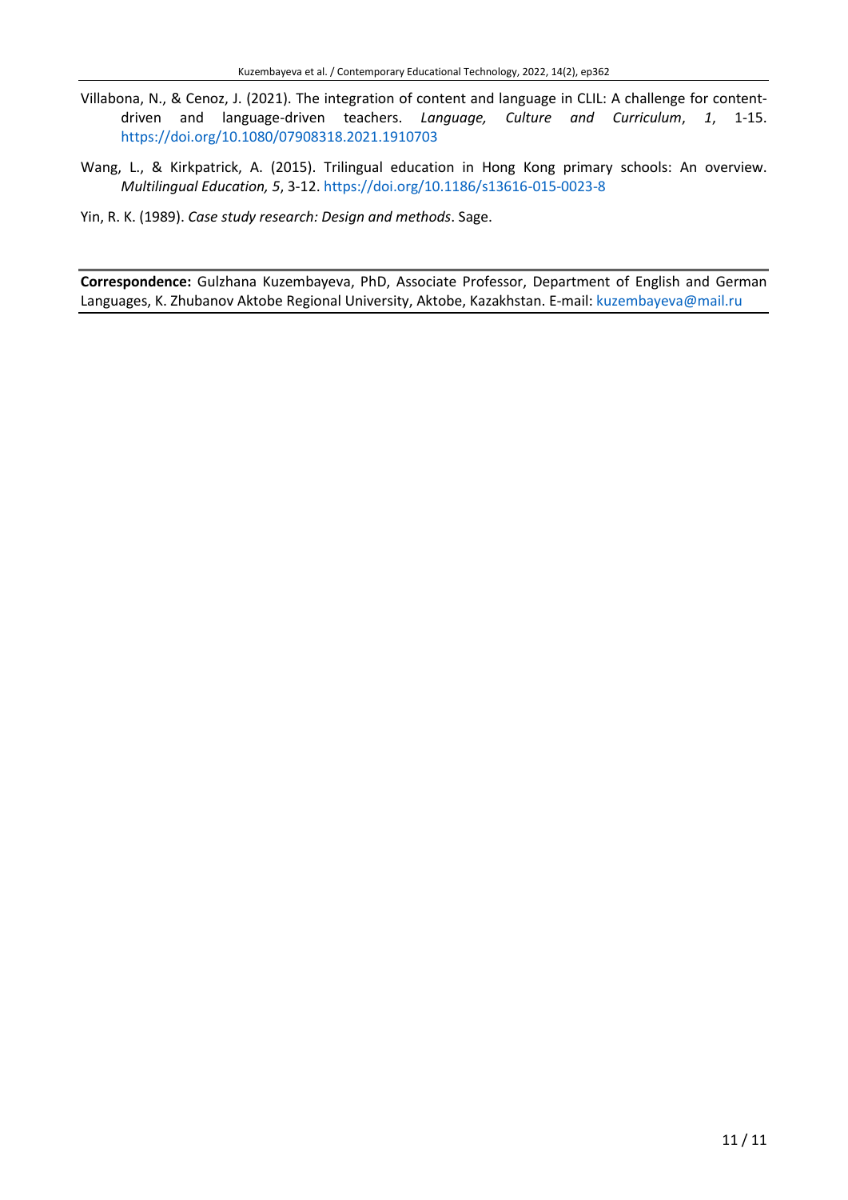Villabona, N., & Cenoz, J. (2021). The integration of content and language in CLIL: A challenge for content-driven and language-driven teachers. *Language, Culture and Curriculum*, *1*, 1-15. https://doi.org/10.1080/07908318.2021.1910703

Wang, L., & Kirkpatrick, A. (2015). Trilingual education in Hong Kong primary schools: An overview. *Multilingual Education, 5*, 3-12. https://doi.org/10.1186/s13616-015-0023-8

Yin, R. K. (1989). *Case study research: Design and methods*. Sage.

---

**Correspondence:** Gulzhana Kuzembayeva, PhD, Associate Professor, Department of English and German Languages, K. Zhubanov Aktobe Regional University, Aktobe, Kazakhstan. E-mail: kuzembayeva@mail.ru